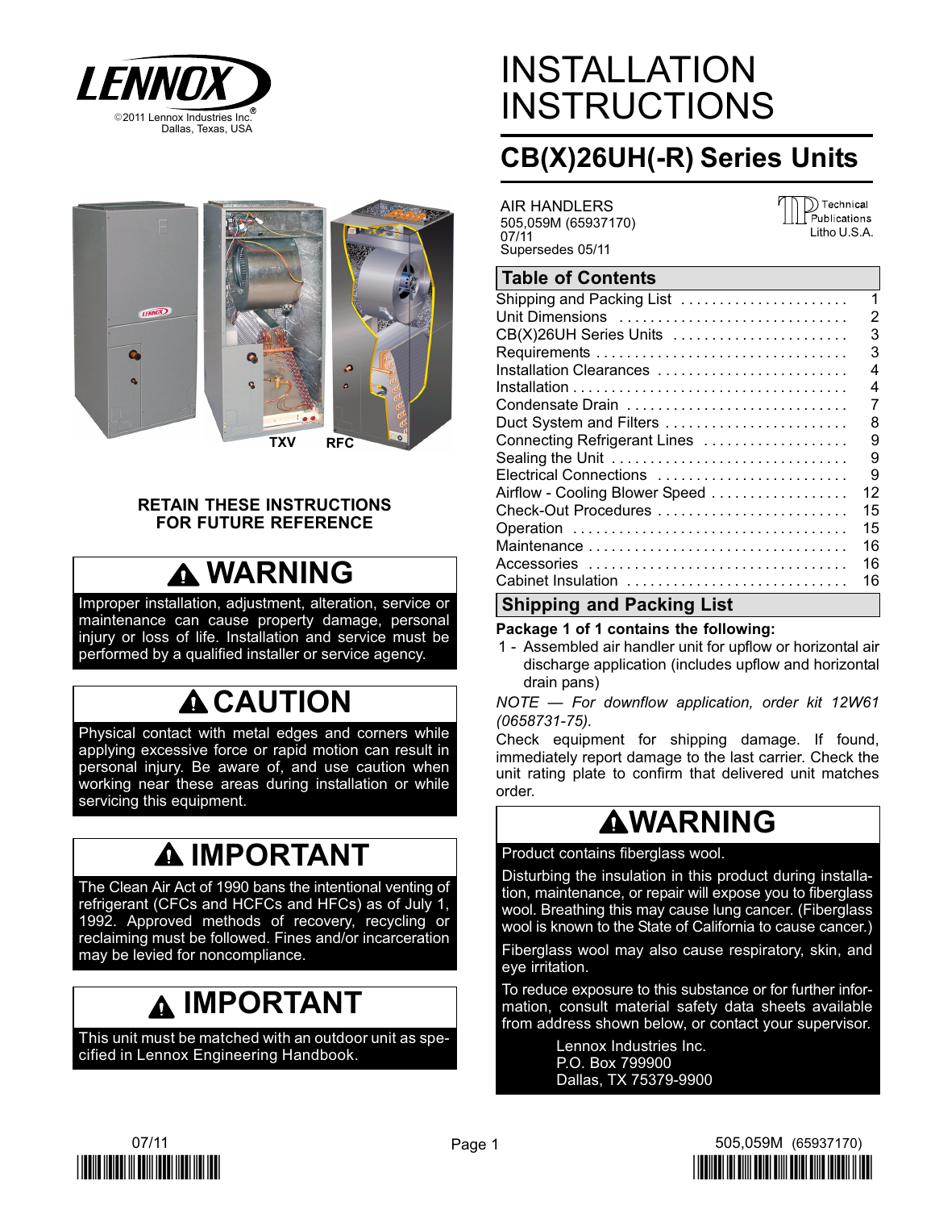LENNOX

©2011 Lennox Industries Inc.
Dallas, Texas, USA

# INSTALLATION INSTRUCTIONS

## CB(X)26UH(-R) Series Units

AIR HANDLERS
505,059M (65937170)
07/11
Supersedes 05/11

Technical Publications
Litho U.S.A.

TXV RFC

**RETAIN THESE INSTRUCTIONS FOR FUTURE REFERENCE**

### ⚠ WARNING

Improper installation, adjustment, alteration, service or maintenance can cause property damage, personal injury or loss of life. Installation and service must be performed by a qualified installer or service agency.

### ⚠ CAUTION

Physical contact with metal edges and corners while applying excessive force or rapid motion can result in personal injury. Be aware of, and use caution when working near these areas during installation or while servicing this equipment.

### ⚠ IMPORTANT

The Clean Air Act of 1990 bans the intentional venting of refrigerant (CFCs and HCFCs and HFCs) as of July 1, 1992. Approved methods of recovery, recycling or reclaiming must be followed. Fines and/or incarceration may be levied for noncompliance.

### ⚠ IMPORTANT

This unit must be matched with an outdoor unit as specified in Lennox Engineering Handbook.

## Table of Contents

| Section | Page |
|---|---|
| Shipping and Packing List | 1 |
| Unit Dimensions | 2 |
| CB(X)26UH Series Units | 3 |
| Requirements | 3 |
| Installation Clearances | 4 |
| Installation | 4 |
| Condensate Drain | 7 |
| Duct System and Filters | 8 |
| Connecting Refrigerant Lines | 9 |
| Sealing the Unit | 9 |
| Electrical Connections | 9 |
| Airflow - Cooling Blower Speed | 12 |
| Check-Out Procedures | 15 |
| Operation | 15 |
| Maintenance | 16 |
| Accessories | 16 |
| Cabinet Insulation | 16 |

## Shipping and Packing List

**Package 1 of 1 contains the following:**

1 - Assembled air handler unit for upflow or horizontal air discharge application (includes upflow and horizontal drain pans)

*NOTE — For downflow application, order kit 12W61 (0658731-75).*

Check equipment for shipping damage. If found, immediately report damage to the last carrier. Check the unit rating plate to confirm that delivered unit matches order.

### ⚠WARNING

Product contains fiberglass wool.

Disturbing the insulation in this product during installation, maintenance, or repair will expose you to fiberglass wool. Breathing this may cause lung cancer. (Fiberglass wool is known to the State of California to cause cancer.)

Fiberglass wool may also cause respiratory, skin, and eye irritation.

To reduce exposure to this substance or for further information, consult material safety data sheets available from address shown below, or contact your supervisor.

Lennox Industries Inc.
P.O. Box 799900
Dallas, TX 75379-9900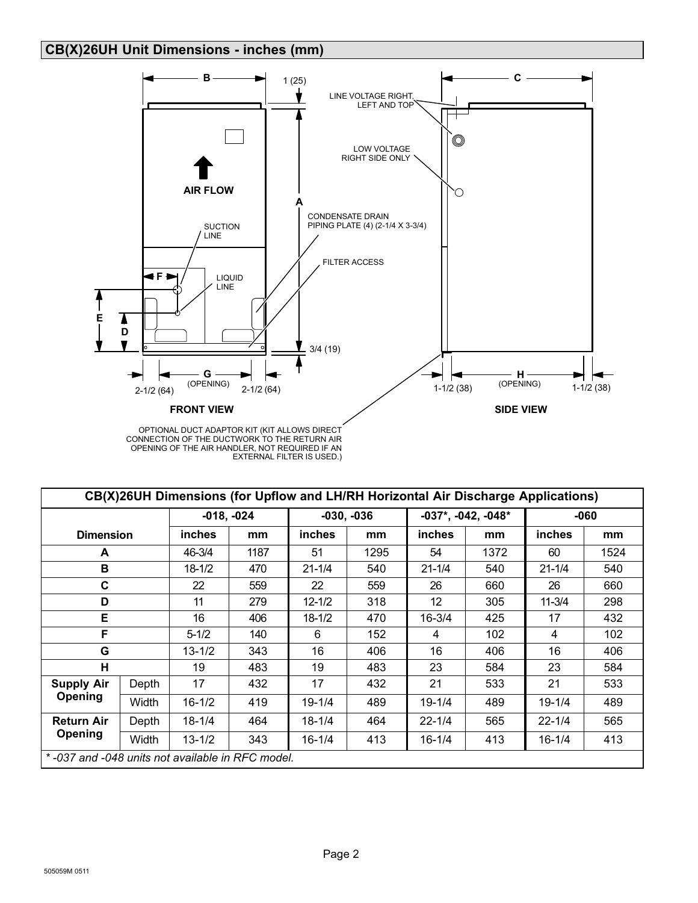## CB(X)26UH Unit Dimensions - inches (mm)

FRONT VIEW

SIDE VIEW

LINE VOLTAGE RIGHT, LEFT AND TOP

LOW VOLTAGE RIGHT SIDE ONLY

AIR FLOW

SUCTION LINE

LIQUID LINE

CONDENSATE DRAIN PIPING PLATE (4) (2-1/4 X 3-3/4)

FILTER ACCESS

1 (25)

3/4 (19)

2-1/2 (64)

G (OPENING)

2-1/2 (64)

1-1/2 (38)

H (OPENING)

1-1/2 (38)

OPTIONAL DUCT ADAPTOR KIT (KIT ALLOWS DIRECT CONNECTION OF THE DUCTWORK TO THE RETURN AIR OPENING OF THE AIR HANDLER, NOT REQUIRED IF AN EXTERNAL FILTER IS USED.)

| CB(X)26UH Dimensions (for Upflow and LH/RH Horizontal Air Discharge Applications) | | | | | | | | | |
|---|---|---|---|---|---|---|---|---|---|
| | | -018, -024 | | -030, -036 | | -037*, -042, -048* | | -060 | |
| Dimension | | inches | mm | inches | mm | inches | mm | inches | mm |
| A | | 46-3/4 | 1187 | 51 | 1295 | 54 | 1372 | 60 | 1524 |
| B | | 18-1/2 | 470 | 21-1/4 | 540 | 21-1/4 | 540 | 21-1/4 | 540 |
| C | | 22 | 559 | 22 | 559 | 26 | 660 | 26 | 660 |
| D | | 11 | 279 | 12-1/2 | 318 | 12 | 305 | 11-3/4 | 298 |
| E | | 16 | 406 | 18-1/2 | 470 | 16-3/4 | 425 | 17 | 432 |
| F | | 5-1/2 | 140 | 6 | 152 | 4 | 102 | 4 | 102 |
| G | | 13-1/2 | 343 | 16 | 406 | 16 | 406 | 16 | 406 |
| H | | 19 | 483 | 19 | 483 | 23 | 584 | 23 | 584 |
| Supply Air Opening | Depth | 17 | 432 | 17 | 432 | 21 | 533 | 21 | 533 |
| | Width | 16-1/2 | 419 | 19-1/4 | 489 | 19-1/4 | 489 | 19-1/4 | 489 |
| Return Air Opening | Depth | 18-1/4 | 464 | 18-1/4 | 464 | 22-1/4 | 565 | 22-1/4 | 565 |
| | Width | 13-1/2 | 343 | 16-1/4 | 413 | 16-1/4 | 413 | 16-1/4 | 413 |

*\* -037 and -048 units not available in RFC model.*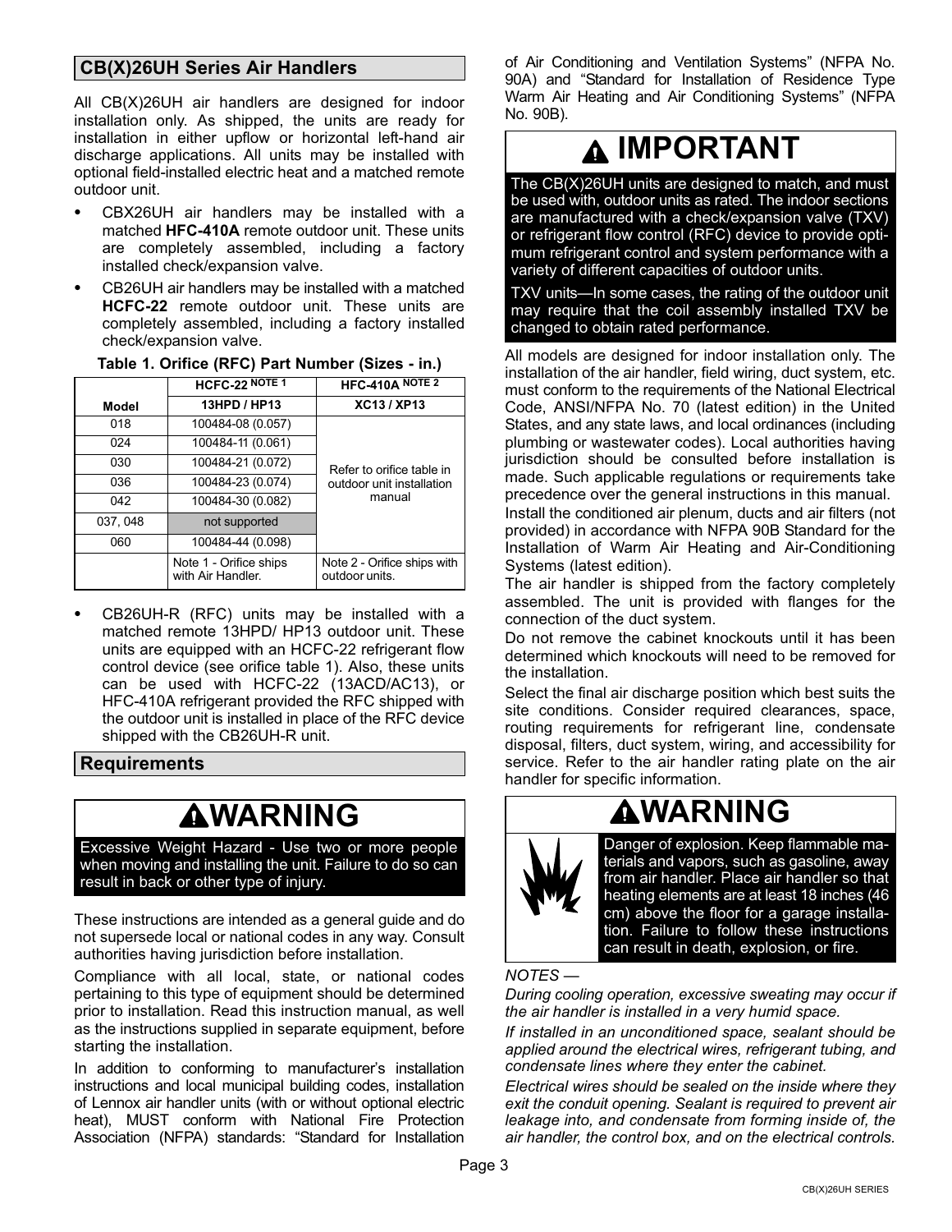## CB(X)26UH Series Air Handlers

All CB(X)26UH air handlers are designed for indoor installation only. As shipped, the units are ready for installation in either upflow or horizontal left-hand air discharge applications. All units may be installed with optional field-installed electric heat and a matched remote outdoor unit.

- CBX26UH air handlers may be installed with a matched **HFC-410A** remote outdoor unit. These units are completely assembled, including a factory installed check/expansion valve.
- CB26UH air handlers may be installed with a matched **HCFC-22** remote outdoor unit. These units are completely assembled, including a factory installed check/expansion valve.

**Table 1. Orifice (RFC) Part Number (Sizes - in.)**

| | HCFC-22 NOTE 1 | HFC-410A NOTE 2 |
|---|---|---|
| **Model** | **13HPD / HP13** | **XC13 / XP13** |
| 018 | 100484-08 (0.057) | Refer to orifice table in outdoor unit installation manual |
| 024 | 100484-11 (0.061) | |
| 030 | 100484-21 (0.072) | |
| 036 | 100484-23 (0.074) | |
| 042 | 100484-30 (0.082) | |
| 037, 048 | not supported | |
| 060 | 100484-44 (0.098) | |
| | Note 1 - Orifice ships with Air Handler. | Note 2 - Orifice ships with outdoor units. |

- CB26UH-R (RFC) units may be installed with a matched remote 13HPD/ HP13 outdoor unit. These units are equipped with an HCFC-22 refrigerant flow control device (see orifice table 1). Also, these units can be used with HCFC-22 (13ACD/AC13), or HFC-410A refrigerant provided the RFC shipped with the outdoor unit is installed in place of the RFC device shipped with the CB26UH-R unit.

## Requirements

**WARNING**

Excessive Weight Hazard - Use two or more people when moving and installing the unit. Failure to do so can result in back or other type of injury.

These instructions are intended as a general guide and do not supersede local or national codes in any way. Consult authorities having jurisdiction before installation.

Compliance with all local, state, or national codes pertaining to this type of equipment should be determined prior to installation. Read this instruction manual, as well as the instructions supplied in separate equipment, before starting the installation.

In addition to conforming to manufacturer's installation instructions and local municipal building codes, installation of Lennox air handler units (with or without optional electric heat), MUST conform with National Fire Protection Association (NFPA) standards: "Standard for Installation of Air Conditioning and Ventilation Systems" (NFPA No. 90A) and "Standard for Installation of Residence Type Warm Air Heating and Air Conditioning Systems" (NFPA No. 90B).

**IMPORTANT**

The CB(X)26UH units are designed to match, and must be used with, outdoor units as rated. The indoor sections are manufactured with a check/expansion valve (TXV) or refrigerant flow control (RFC) device to provide optimum refrigerant control and system performance with a variety of different capacities of outdoor units.

TXV units—In some cases, the rating of the outdoor unit may require that the coil assembly installed TXV be changed to obtain rated performance.

All models are designed for indoor installation only. The installation of the air handler, field wiring, duct system, etc. must conform to the requirements of the National Electrical Code, ANSI/NFPA No. 70 (latest edition) in the United States, and any state laws, and local ordinances (including plumbing or wastewater codes). Local authorities having jurisdiction should be consulted before installation is made. Such applicable regulations or requirements take precedence over the general instructions in this manual.

Install the conditioned air plenum, ducts and air filters (not provided) in accordance with NFPA 90B Standard for the Installation of Warm Air Heating and Air-Conditioning Systems (latest edition).

The air handler is shipped from the factory completely assembled. The unit is provided with flanges for the connection of the duct system.

Do not remove the cabinet knockouts until it has been determined which knockouts will need to be removed for the installation.

Select the final air discharge position which best suits the site conditions. Consider required clearances, space, routing requirements for refrigerant line, condensate disposal, filters, duct system, wiring, and accessibility for service. Refer to the air handler rating plate on the air handler for specific information.

**WARNING**

Danger of explosion. Keep flammable materials and vapors, such as gasoline, away from air handler. Place air handler so that heating elements are at least 18 inches (46 cm) above the floor for a garage installation. Failure to follow these instructions can result in death, explosion, or fire.

*NOTES —*

*During cooling operation, excessive sweating may occur if the air handler is installed in a very humid space.*

*If installed in an unconditioned space, sealant should be applied around the electrical wires, refrigerant tubing, and condensate lines where they enter the cabinet.*

*Electrical wires should be sealed on the inside where they exit the conduit opening. Sealant is required to prevent air leakage into, and condensate from forming inside of, the air handler, the control box, and on the electrical controls.*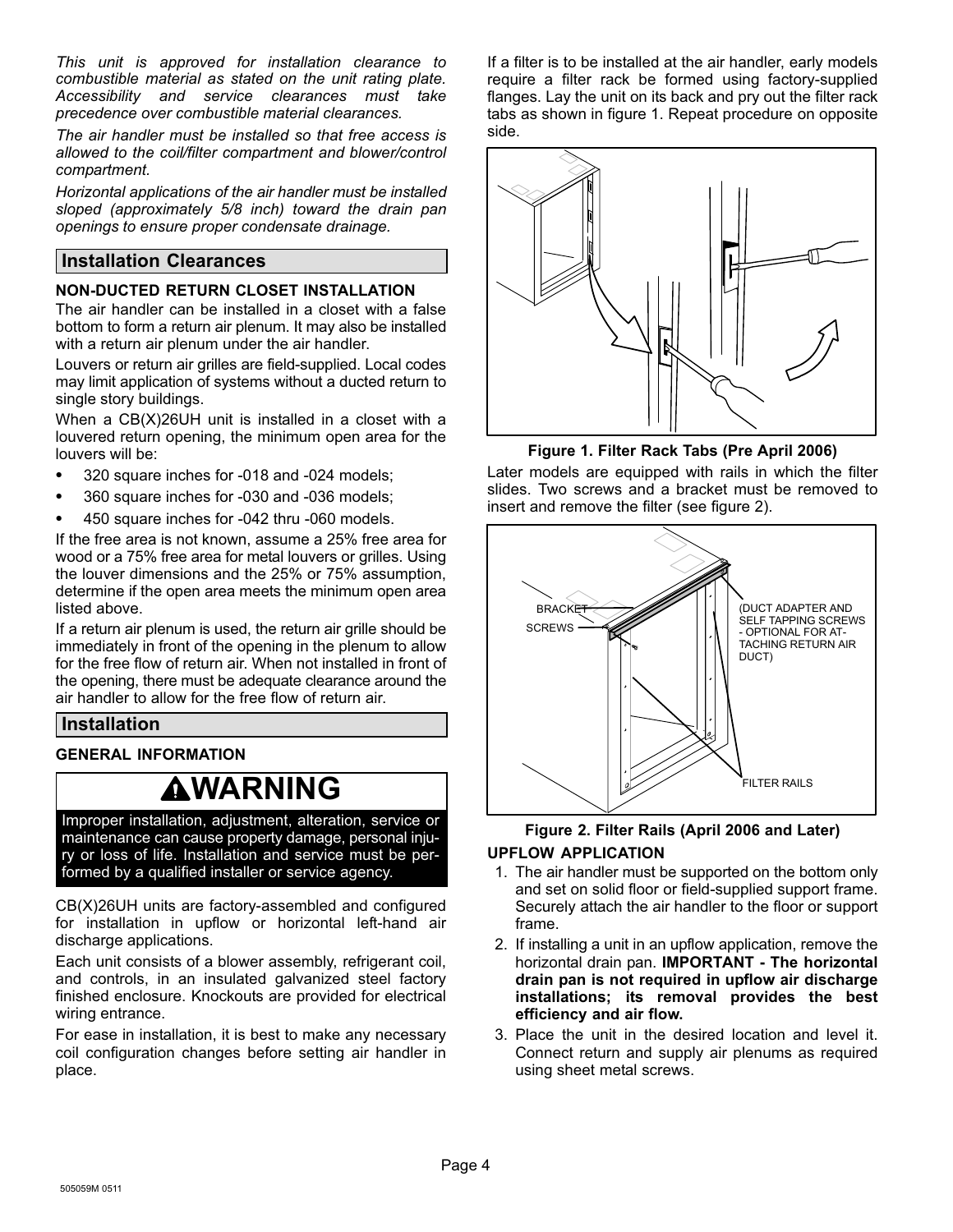*This unit is approved for installation clearance to combustible material as stated on the unit rating plate. Accessibility and service clearances must take precedence over combustible material clearances.*

*The air handler must be installed so that free access is allowed to the coil/filter compartment and blower/control compartment.*

*Horizontal applications of the air handler must be installed sloped (approximately 5/8 inch) toward the drain pan openings to ensure proper condensate drainage.*

## Installation Clearances

### NON-DUCTED RETURN CLOSET INSTALLATION

The air handler can be installed in a closet with a false bottom to form a return air plenum. It may also be installed with a return air plenum under the air handler.

Louvers or return air grilles are field-supplied. Local codes may limit application of systems without a ducted return to single story buildings.

When a CB(X)26UH unit is installed in a closet with a louvered return opening, the minimum open area for the louvers will be:

- 320 square inches for -018 and -024 models;
- 360 square inches for -030 and -036 models;
- 450 square inches for -042 thru -060 models.

If the free area is not known, assume a 25% free area for wood or a 75% free area for metal louvers or grilles. Using the louver dimensions and the 25% or 75% assumption, determine if the open area meets the minimum open area listed above.

If a return air plenum is used, the return air grille should be immediately in front of the opening in the plenum to allow for the free flow of return air. When not installed in front of the opening, there must be adequate clearance around the air handler to allow for the free flow of return air.

## Installation

### GENERAL INFORMATION

**WARNING**

Improper installation, adjustment, alteration, service or maintenance can cause property damage, personal injury or loss of life. Installation and service must be performed by a qualified installer or service agency.

CB(X)26UH units are factory-assembled and configured for installation in upflow or horizontal left-hand air discharge applications.

Each unit consists of a blower assembly, refrigerant coil, and controls, in an insulated galvanized steel factory finished enclosure. Knockouts are provided for electrical wiring entrance.

For ease in installation, it is best to make any necessary coil configuration changes before setting air handler in place.

If a filter is to be installed at the air handler, early models require a filter rack be formed using factory-supplied flanges. Lay the unit on its back and pry out the filter rack tabs as shown in figure 1. Repeat procedure on opposite side.

**Figure 1. Filter Rack Tabs (Pre April 2006)**

Later models are equipped with rails in which the filter slides. Two screws and a bracket must be removed to insert and remove the filter (see figure 2).

BRACKET

SCREWS

(DUCT ADAPTER AND SELF TAPPING SCREWS - OPTIONAL FOR ATTACHING RETURN AIR DUCT)

FILTER RAILS

**Figure 2. Filter Rails (April 2006 and Later)**

### UPFLOW APPLICATION

1. The air handler must be supported on the bottom only and set on solid floor or field-supplied support frame. Securely attach the air handler to the floor or support frame.
2. If installing a unit in an upflow application, remove the horizontal drain pan. **IMPORTANT - The horizontal drain pan is not required in upflow air discharge installations; its removal provides the best efficiency and air flow.**
3. Place the unit in the desired location and level it. Connect return and supply air plenums as required using sheet metal screws.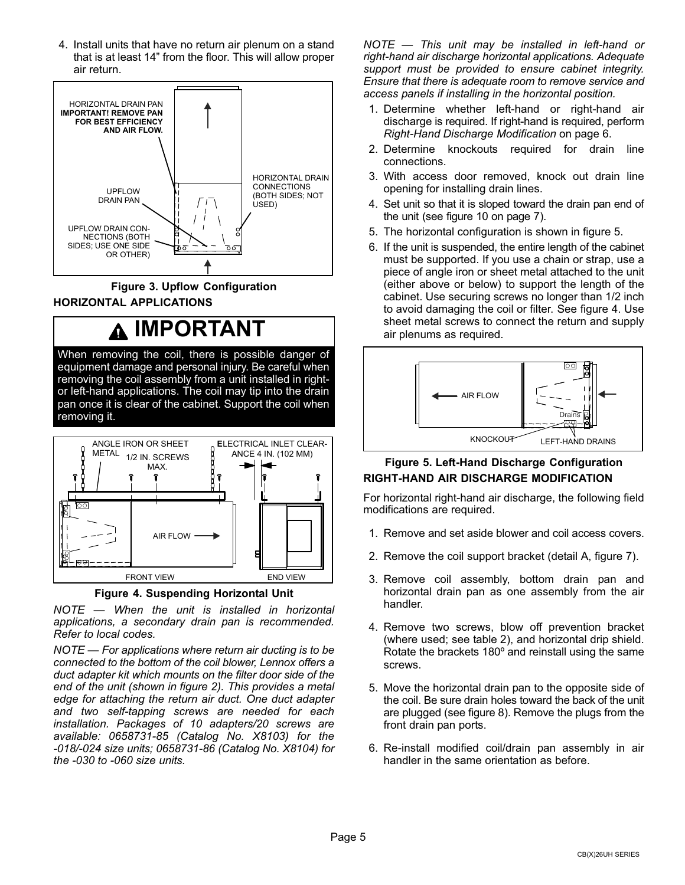4. Install units that have no return air plenum on a stand that is at least 14" from the floor. This will allow proper air return.

HORIZONTAL DRAIN PAN **IMPORTANT! REMOVE PAN FOR BEST EFFICIENCY AND AIR FLOW.**

UPFLOW DRAIN PAN

UPFLOW DRAIN CONNECTIONS (BOTH SIDES; USE ONE SIDE OR OTHER)

HORIZONTAL DRAIN CONNECTIONS (BOTH SIDES; NOT USED)

**Figure 3. Upflow Configuration**

## HORIZONTAL APPLICATIONS

> **⚠ IMPORTANT**
>
> When removing the coil, there is possible danger of equipment damage and personal injury. Be careful when removing the coil assembly from a unit installed in right- or left-hand applications. The coil may tip into the drain pan once it is clear of the cabinet. Support the coil when removing it.

ANGLE IRON OR SHEET METAL

1/2 IN. SCREWS MAX.

ELECTRICAL INLET CLEARANCE 4 IN. (102 MM)

AIR FLOW

FRONT VIEW

END VIEW

**Figure 4. Suspending Horizontal Unit**

*NOTE — When the unit is installed in horizontal applications, a secondary drain pan is recommended. Refer to local codes.*

*NOTE — For applications where return air ducting is to be connected to the bottom of the coil blower, Lennox offers a duct adapter kit which mounts on the filter door side of the end of the unit (shown in figure 2). This provides a metal edge for attaching the return air duct. One duct adapter and two self-tapping screws are needed for each installation. Packages of 10 adapters/20 screws are available: 0658731-85 (Catalog No. X8103) for the -018/-024 size units; 0658731-86 (Catalog No. X8104) for the -030 to -060 size units.*

*NOTE — This unit may be installed in left-hand or right-hand air discharge horizontal applications. Adequate support must be provided to ensure cabinet integrity. Ensure that there is adequate room to remove service and access panels if installing in the horizontal position.*

1. Determine whether left-hand or right-hand air discharge is required. If right-hand is required, perform *Right-Hand Discharge Modification* on page 6.
2. Determine knockouts required for drain line connections.
3. With access door removed, knock out drain line opening for installing drain lines.
4. Set unit so that it is sloped toward the drain pan end of the unit (see figure 10 on page 7).
5. The horizontal configuration is shown in figure 5.
6. If the unit is suspended, the entire length of the cabinet must be supported. If you use a chain or strap, use a piece of angle iron or sheet metal attached to the unit (either above or below) to support the length of the cabinet. Use securing screws no longer than 1/2 inch to avoid damaging the coil or filter. See figure 4. Use sheet metal screws to connect the return and supply air plenums as required.

AIR FLOW

Drains

KNOCKOUT

LEFT-HAND DRAINS

**Figure 5. Left-Hand Discharge Configuration**

## RIGHT-HAND AIR DISCHARGE MODIFICATION

For horizontal right-hand air discharge, the following field modifications are required.

1. Remove and set aside blower and coil access covers.
2. Remove the coil support bracket (detail A, figure 7).
3. Remove coil assembly, bottom drain pan and horizontal drain pan as one assembly from the air handler.
4. Remove two screws, blow off prevention bracket (where used; see table 2), and horizontal drip shield. Rotate the brackets 180º and reinstall using the same screws.
5. Move the horizontal drain pan to the opposite side of the coil. Be sure drain holes toward the back of the unit are plugged (see figure 8). Remove the plugs from the front drain pan ports.
6. Re-install modified coil/drain pan assembly in air handler in the same orientation as before.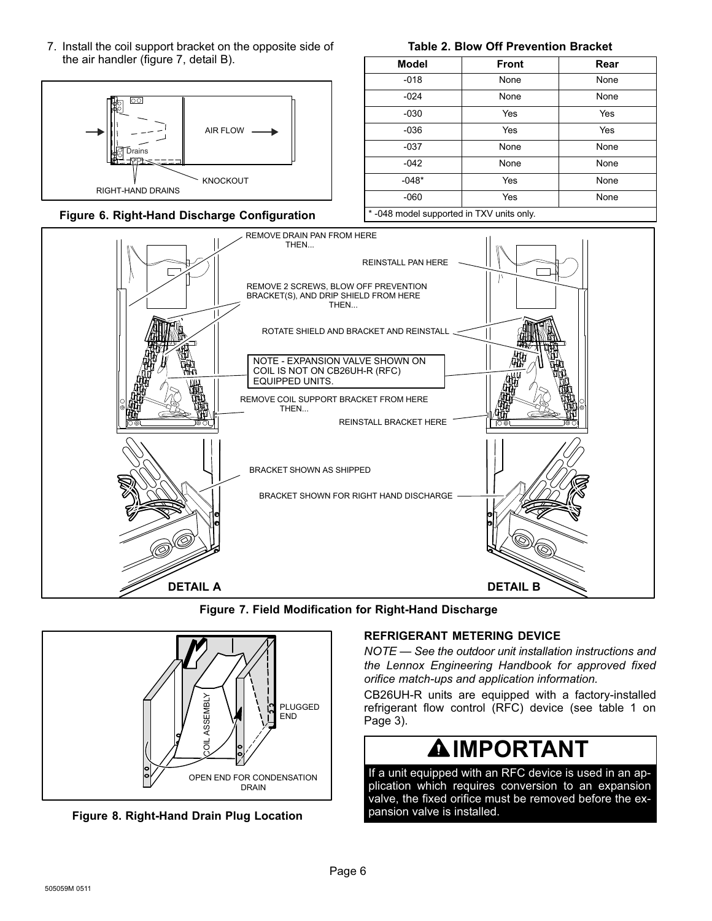7. Install the coil support bracket on the opposite side of the air handler (figure 7, detail B).

AIR FLOW

Drains

KNOCKOUT

RIGHT-HAND DRAINS

**Figure 6. Right-Hand Discharge Configuration**

**Table 2. Blow Off Prevention Bracket**

| Model | Front | Rear |
|---|---|---|
| -018 | None | None |
| -024 | None | None |
| -030 | Yes | Yes |
| -036 | Yes | Yes |
| -037 | None | None |
| -042 | None | None |
| -048* | Yes | None |
| -060 | Yes | None |
| * -048 model supported in TXV units only. | | |

REMOVE DRAIN PAN FROM HERE THEN...

REINSTALL PAN HERE

REMOVE 2 SCREWS, BLOW OFF PREVENTION BRACKET(S), AND DRIP SHIELD FROM HERE THEN...

ROTATE SHIELD AND BRACKET AND REINSTALL

NOTE - EXPANSION VALVE SHOWN ON COIL IS NOT ON CB26UH-R (RFC) EQUIPPED UNITS.

REMOVE COIL SUPPORT BRACKET FROM HERE THEN...

REINSTALL BRACKET HERE

BRACKET SHOWN AS SHIPPED

BRACKET SHOWN FOR RIGHT HAND DISCHARGE

DETAIL A

DETAIL B

**Figure 7. Field Modification for Right-Hand Discharge**

COIL ASSEMBLY

PLUGGED END

OPEN END FOR CONDENSATION DRAIN

**Figure 8. Right-Hand Drain Plug Location**

### REFRIGERANT METERING DEVICE

*NOTE — See the outdoor unit installation instructions and the Lennox Engineering Handbook for approved fixed orifice match-ups and application information.*

CB26UH-R units are equipped with a factory-installed refrigerant flow control (RFC) device (see table 1 on Page 3).

## ⚠IMPORTANT

If a unit equipped with an RFC device is used in an application which requires conversion to an expansion valve, the fixed orifice must be removed before the expansion valve is installed.

505059M 0511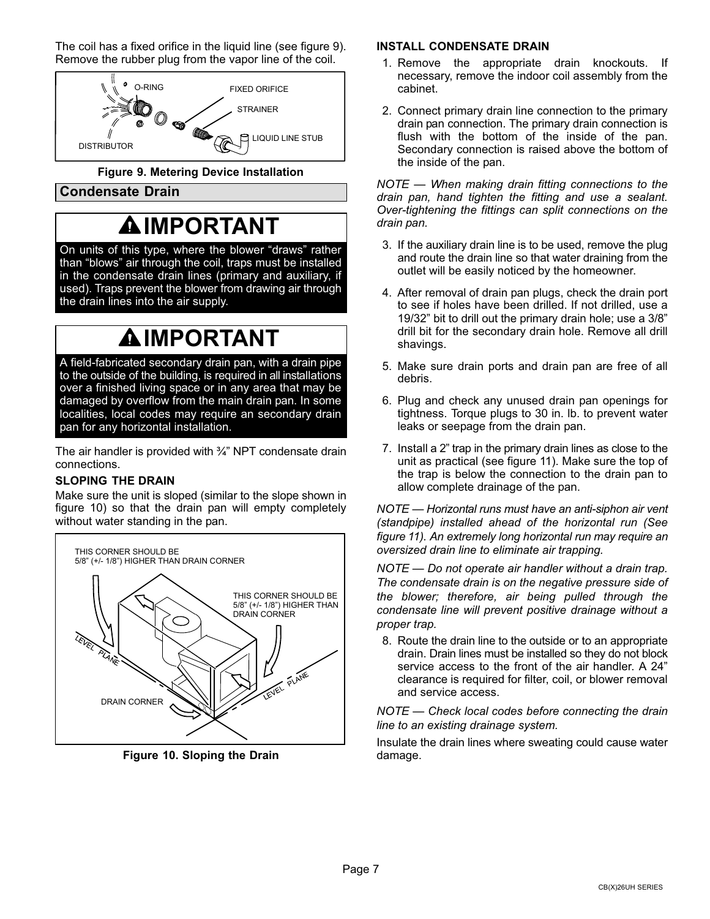The coil has a fixed orifice in the liquid line (see figure 9). Remove the rubber plug from the vapor line of the coil.

O-RING
FIXED ORIFICE
STRAINER
LIQUID LINE STUB
DISTRIBUTOR

**Figure 9. Metering Device Installation**

## Condensate Drain

### IMPORTANT

On units of this type, where the blower "draws" rather than "blows" air through the coil, traps must be installed in the condensate drain lines (primary and auxiliary, if used). Traps prevent the blower from drawing air through the drain lines into the air supply.

### IMPORTANT

A field-fabricated secondary drain pan, with a drain pipe to the outside of the building, is required in all installations over a finished living space or in any area that may be damaged by overflow from the main drain pan. In some localities, local codes may require an secondary drain pan for any horizontal installation.

The air handler is provided with ¾" NPT condensate drain connections.

### SLOPING THE DRAIN

Make sure the unit is sloped (similar to the slope shown in figure 10) so that the drain pan will empty completely without water standing in the pan.

THIS CORNER SHOULD BE 5/8" (+/- 1/8") HIGHER THAN DRAIN CORNER
THIS CORNER SHOULD BE 5/8" (+/- 1/8") HIGHER THAN DRAIN CORNER
LEVEL PLANE
LEVEL PLANE
DRAIN CORNER

**Figure 10. Sloping the Drain**

### INSTALL CONDENSATE DRAIN

1. Remove the appropriate drain knockouts. If necessary, remove the indoor coil assembly from the cabinet.
2. Connect primary drain line connection to the primary drain pan connection. The primary drain connection is flush with the bottom of the inside of the pan. Secondary connection is raised above the bottom of the inside of the pan.

*NOTE — When making drain fitting connections to the drain pan, hand tighten the fitting and use a sealant. Over-tightening the fittings can split connections on the drain pan.*

3. If the auxiliary drain line is to be used, remove the plug and route the drain line so that water draining from the outlet will be easily noticed by the homeowner.
4. After removal of drain pan plugs, check the drain port to see if holes have been drilled. If not drilled, use a 19/32" bit to drill out the primary drain hole; use a 3/8" drill bit for the secondary drain hole. Remove all drill shavings.
5. Make sure drain ports and drain pan are free of all debris.
6. Plug and check any unused drain pan openings for tightness. Torque plugs to 30 in. lb. to prevent water leaks or seepage from the drain pan.
7. Install a 2" trap in the primary drain lines as close to the unit as practical (see figure 11). Make sure the top of the trap is below the connection to the drain pan to allow complete drainage of the pan.

*NOTE — Horizontal runs must have an anti-siphon air vent (standpipe) installed ahead of the horizontal run (See figure 11). An extremely long horizontal run may require an oversized drain line to eliminate air trapping.*

*NOTE — Do not operate air handler without a drain trap. The condensate drain is on the negative pressure side of the blower; therefore, air being pulled through the condensate line will prevent positive drainage without a proper trap.*

8. Route the drain line to the outside or to an appropriate drain. Drain lines must be installed so they do not block service access to the front of the air handler. A 24" clearance is required for filter, coil, or blower removal and service access.

*NOTE — Check local codes before connecting the drain line to an existing drainage system.*

Insulate the drain lines where sweating could cause water damage.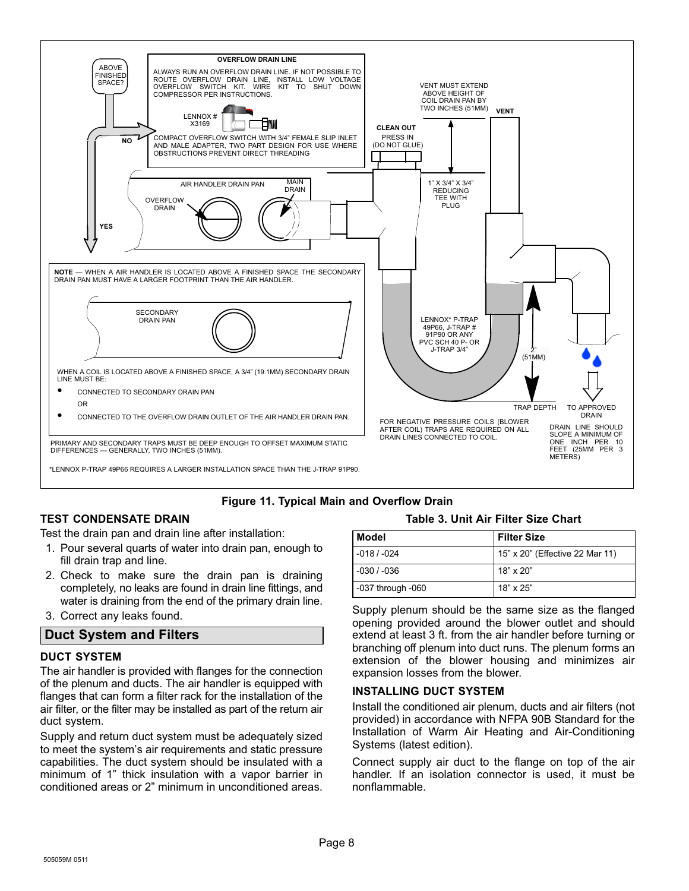OVERFLOW DRAIN LINE

ALWAYS RUN AN OVERFLOW DRAIN LINE. IF NOT POSSIBLE TO ROUTE OVERFLOW DRAIN LINE, INSTALL LOW VOLTAGE OVERFLOW SWITCH KIT. WIRE KIT TO SHUT DOWN COMPRESSOR PER INSTRUCTIONS.

LENNOX # X3169

COMPACT OVERFLOW SWITCH WITH 3/4" FEMALE SLIP INLET AND MALE ADAPTER, TWO PART DESIGN FOR USE WHERE OBSTRUCTIONS PREVENT DIRECT THREADING

ABOVE FINISHED SPACE?

NO

YES

VENT MUST EXTEND ABOVE HEIGHT OF COIL DRAIN PAN BY TWO INCHES (51MM)

VENT

CLEAN OUT
PRESS IN (DO NOT GLUE)

AIR HANDLER DRAIN PAN

MAIN DRAIN

OVERFLOW DRAIN

1" X 3/4" X 3/4" REDUCING TEE WITH PLUG

**NOTE** — WHEN A AIR HANDLER IS LOCATED ABOVE A FINISHED SPACE THE SECONDARY DRAIN PAN MUST HAVE A LARGER FOOTPRINT THAN THE AIR HANDLER.

SECONDARY DRAIN PAN

LENNOX* P-TRAP 49P66, J-TRAP # 91P90 OR ANY PVC SCH 40 P- OR J-TRAP 3/4"

2" (51MM)

TRAP DEPTH

TO APPROVED DRAIN

WHEN A COIL IS LOCATED ABOVE A FINISHED SPACE, A 3/4" (19.1MM) SECONDARY DRAIN LINE MUST BE:

- CONNECTED TO SECONDARY DRAIN PAN

  OR

- CONNECTED TO THE OVERFLOW DRAIN OUTLET OF THE AIR HANDLER DRAIN PAN.

FOR NEGATIVE PRESSURE COILS (BLOWER AFTER COIL) TRAPS ARE REQUIRED ON ALL DRAIN LINES CONNECTED TO COIL.

DRAIN LINE SHOULD SLOPE A MINIMUM OF ONE INCH PER 10 FEET (25MM PER 3 METERS)

PRIMARY AND SECONDARY TRAPS MUST BE DEEP ENOUGH TO OFFSET MAXIMUM STATIC DIFFERENCES — GENERALLY, TWO INCHES (51MM).

*LENNOX P-TRAP 49P66 REQUIRES A LARGER INSTALLATION SPACE THAN THE J-TRAP 91P90.

**Figure 11. Typical Main and Overflow Drain**

### TEST CONDENSATE DRAIN

Test the drain pan and drain line after installation:

1. Pour several quarts of water into drain pan, enough to fill drain trap and line.
2. Check to make sure the drain pan is draining completely, no leaks are found in drain line fittings, and water is draining from the end of the primary drain line.
3. Correct any leaks found.

## Duct System and Filters

### DUCT SYSTEM

The air handler is provided with flanges for the connection of the plenum and ducts. The air handler is equipped with flanges that can form a filter rack for the installation of the air filter, or the filter may be installed as part of the return air duct system.

Supply and return duct system must be adequately sized to meet the system's air requirements and static pressure capabilities. The duct system should be insulated with a minimum of 1" thick insulation with a vapor barrier in conditioned areas or 2" minimum in unconditioned areas.

**Table 3. Unit Air Filter Size Chart**

| Model | Filter Size |
|---|---|
| -018 / -024 | 15" x 20" (Effective 22 Mar 11) |
| -030 / -036 | 18" x 20" |
| -037 through -060 | 18" x 25" |

Supply plenum should be the same size as the flanged opening provided around the blower outlet and should extend at least 3 ft. from the air handler before turning or branching off plenum into duct runs. The plenum forms an extension of the blower housing and minimizes air expansion losses from the blower.

### INSTALLING DUCT SYSTEM

Install the conditioned air plenum, ducts and air filters (not provided) in accordance with NFPA 90B Standard for the Installation of Warm Air Heating and Air-Conditioning Systems (latest edition).

Connect supply air duct to the flange on top of the air handler. If an isolation connector is used, it must be nonflammable.

505059M 0511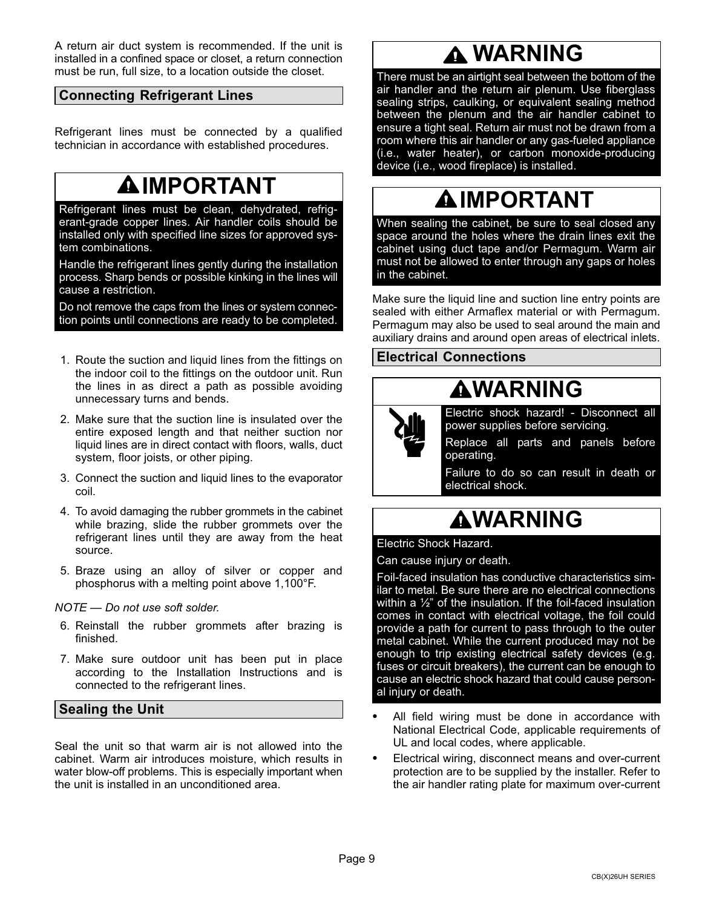A return air duct system is recommended. If the unit is installed in a confined space or closet, a return connection must be run, full size, to a location outside the closet.

## Connecting Refrigerant Lines

Refrigerant lines must be connected by a qualified technician in accordance with established procedures.

> **IMPORTANT**
>
> Refrigerant lines must be clean, dehydrated, refrigerant-grade copper lines. Air handler coils should be installed only with specified line sizes for approved system combinations.
>
> Handle the refrigerant lines gently during the installation process. Sharp bends or possible kinking in the lines will cause a restriction.
>
> Do not remove the caps from the lines or system connection points until connections are ready to be completed.

1. Route the suction and liquid lines from the fittings on the indoor coil to the fittings on the outdoor unit. Run the lines in as direct a path as possible avoiding unnecessary turns and bends.
2. Make sure that the suction line is insulated over the entire exposed length and that neither suction nor liquid lines are in direct contact with floors, walls, duct system, floor joists, or other piping.
3. Connect the suction and liquid lines to the evaporator coil.
4. To avoid damaging the rubber grommets in the cabinet while brazing, slide the rubber grommets over the refrigerant lines until they are away from the heat source.
5. Braze using an alloy of silver or copper and phosphorus with a melting point above 1,100°F.

*NOTE — Do not use soft solder.*

6. Reinstall the rubber grommets after brazing is finished.
7. Make sure outdoor unit has been put in place according to the Installation Instructions and is connected to the refrigerant lines.

## Sealing the Unit

Seal the unit so that warm air is not allowed into the cabinet. Warm air introduces moisture, which results in water blow-off problems. This is especially important when the unit is installed in an unconditioned area.

> **WARNING**
>
> There must be an airtight seal between the bottom of the air handler and the return air plenum. Use fiberglass sealing strips, caulking, or equivalent sealing method between the plenum and the air handler cabinet to ensure a tight seal. Return air must not be drawn from a room where this air handler or any gas-fueled appliance (i.e., water heater), or carbon monoxide-producing device (i.e., wood fireplace) is installed.

> **IMPORTANT**
>
> When sealing the cabinet, be sure to seal closed any space around the holes where the drain lines exit the cabinet using duct tape and/or Permagum. Warm air must not be allowed to enter through any gaps or holes in the cabinet.

Make sure the liquid line and suction line entry points are sealed with either Armaflex material or with Permagum. Permagum may also be used to seal around the main and auxiliary drains and around open areas of electrical inlets.

## Electrical Connections

> **WARNING**
>
> Electric shock hazard! - Disconnect all power supplies before servicing.
>
> Replace all parts and panels before operating.
>
> Failure to do so can result in death or electrical shock.

> **WARNING**
>
> Electric Shock Hazard.
>
> Can cause injury or death.
>
> Foil-faced insulation has conductive characteristics similar to metal. Be sure there are no electrical connections within a ½" of the insulation. If the foil-faced insulation comes in contact with electrical voltage, the foil could provide a path for current to pass through to the outer metal cabinet. While the current produced may not be enough to trip existing electrical safety devices (e.g. fuses or circuit breakers), the current can be enough to cause an electric shock hazard that could cause personal injury or death.

- All field wiring must be done in accordance with National Electrical Code, applicable requirements of UL and local codes, where applicable.
- Electrical wiring, disconnect means and over-current protection are to be supplied by the installer. Refer to the air handler rating plate for maximum over-current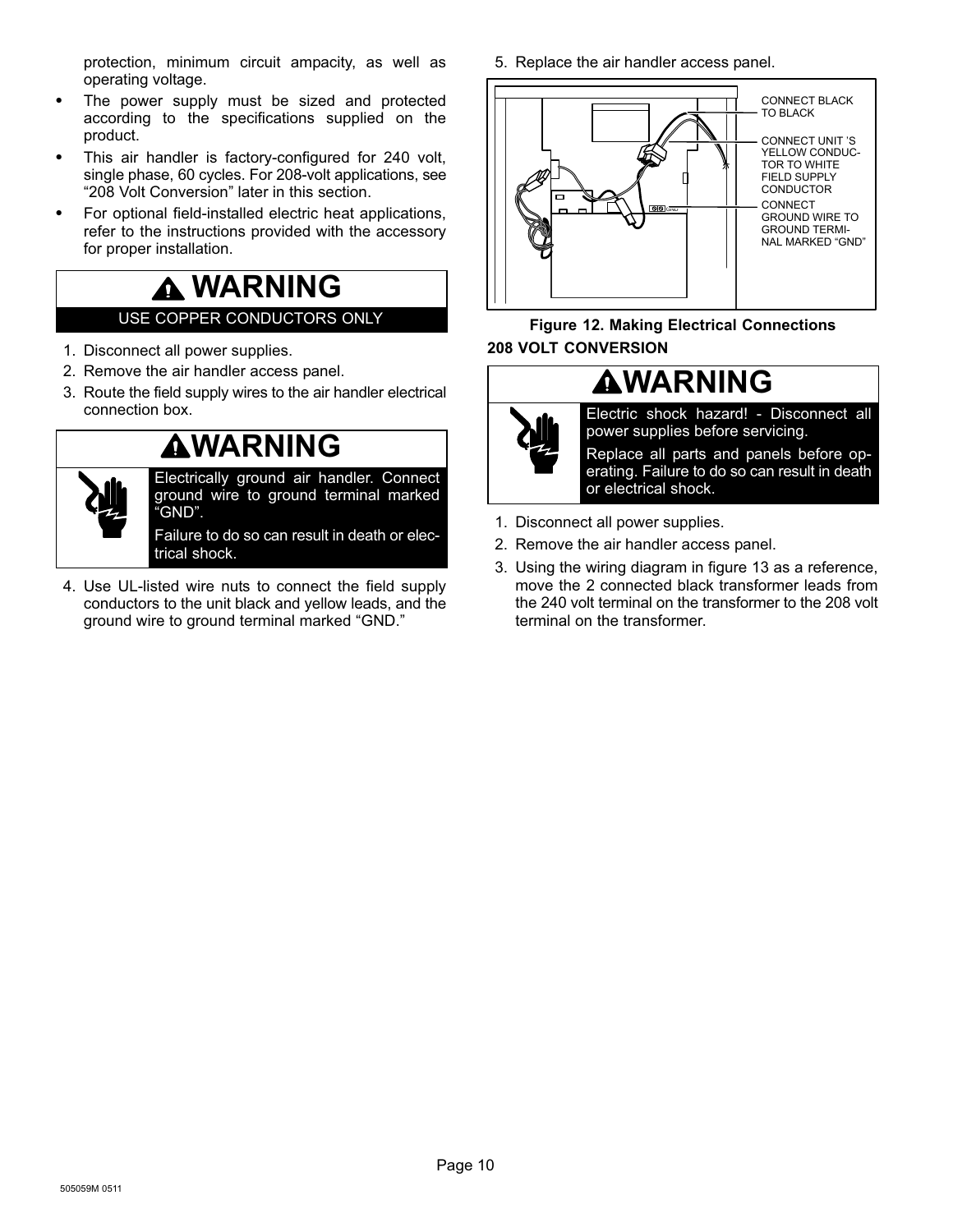protection, minimum circuit ampacity, as well as operating voltage.

- The power supply must be sized and protected according to the specifications supplied on the product.
- This air handler is factory-configured for 240 volt, single phase, 60 cycles. For 208-volt applications, see “208 Volt Conversion” later in this section.
- For optional field-installed electric heat applications, refer to the instructions provided with the accessory for proper installation.

**⚠ WARNING**

USE COPPER CONDUCTORS ONLY

1. Disconnect all power supplies.
2. Remove the air handler access panel.
3. Route the field supply wires to the air handler electrical connection box.

**⚠WARNING**

Electrically ground air handler. Connect ground wire to ground terminal marked “GND”.

Failure to do so can result in death or electrical shock.

4. Use UL-listed wire nuts to connect the field supply conductors to the unit black and yellow leads, and the ground wire to ground terminal marked “GND.”
5. Replace the air handler access panel.

CONNECT BLACK TO BLACK

CONNECT UNIT 'S YELLOW CONDUCTOR TO WHITE FIELD SUPPLY CONDUCTOR

CONNECT GROUND WIRE TO GROUND TERMINAL MARKED “GND”

**Figure 12. Making Electrical Connections**

## 208 VOLT CONVERSION

**⚠WARNING**

Electric shock hazard! - Disconnect all power supplies before servicing.

Replace all parts and panels before operating. Failure to do so can result in death or electrical shock.

1. Disconnect all power supplies.
2. Remove the air handler access panel.
3. Using the wiring diagram in figure 13 as a reference, move the 2 connected black transformer leads from the 240 volt terminal on the transformer to the 208 volt terminal on the transformer.

505059M 0511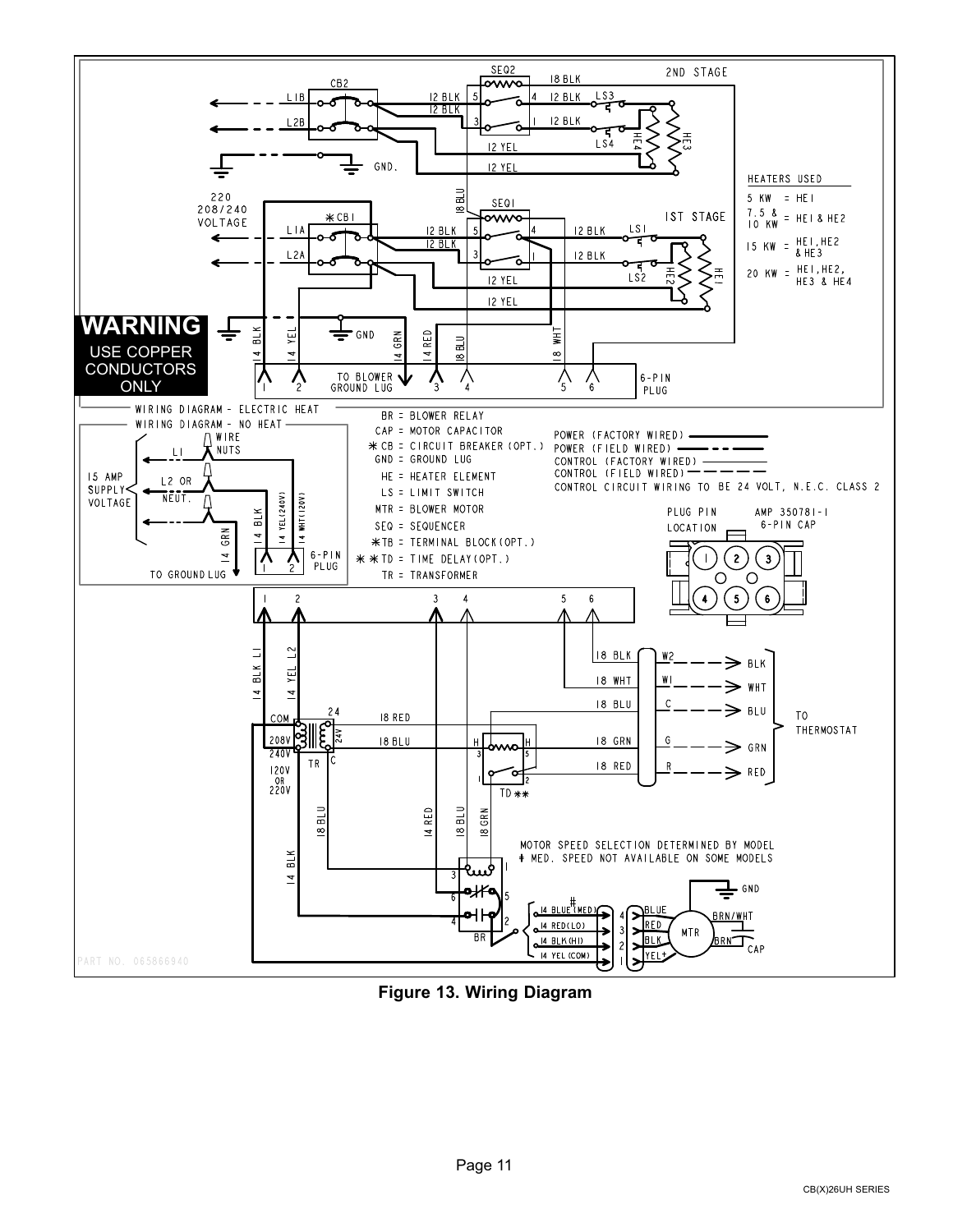**WARNING**

USE COPPER CONDUCTORS ONLY

WIRING DIAGRAM – ELECTRIC HEAT

WIRING DIAGRAM – NO HEAT

HEATERS USED

| | | |
|---|---|---|
| 5 KW | = | HE1 |
| 7.5 & 10 KW | = | HE1 & HE2 |
| 15 KW | = | HE1, HE2 & HE3 |
| 20 KW | = | HE1, HE2, HE3 & HE4 |

BR = BLOWER RELAY
CAP = MOTOR CAPACITOR
* CB = CIRCUIT BREAKER (OPT.)
GND = GROUND LUG
HE = HEATER ELEMENT
LS = LIMIT SWITCH
MTR = BLOWER MOTOR
SEQ = SEQUENCER
* TB = TERMINAL BLOCK (OPT.)
** TD = TIME DELAY (OPT.)
TR = TRANSFORMER

POWER (FACTORY WIRED)
POWER (FIELD WIRED)
CONTROL (FACTORY WIRED)
CONTROL (FIELD WIRED)
CONTROL CIRCUIT WIRING TO BE 24 VOLT, N.E.C. CLASS 2

PLUG PIN LOCATION — AMP 350781-1 6-PIN CAP

MOTOR SPEED SELECTION DETERMINED BY MODEL
# MED. SPEED NOT AVAILABLE ON SOME MODELS

PART NO. 065866940

**Figure 13. Wiring Diagram**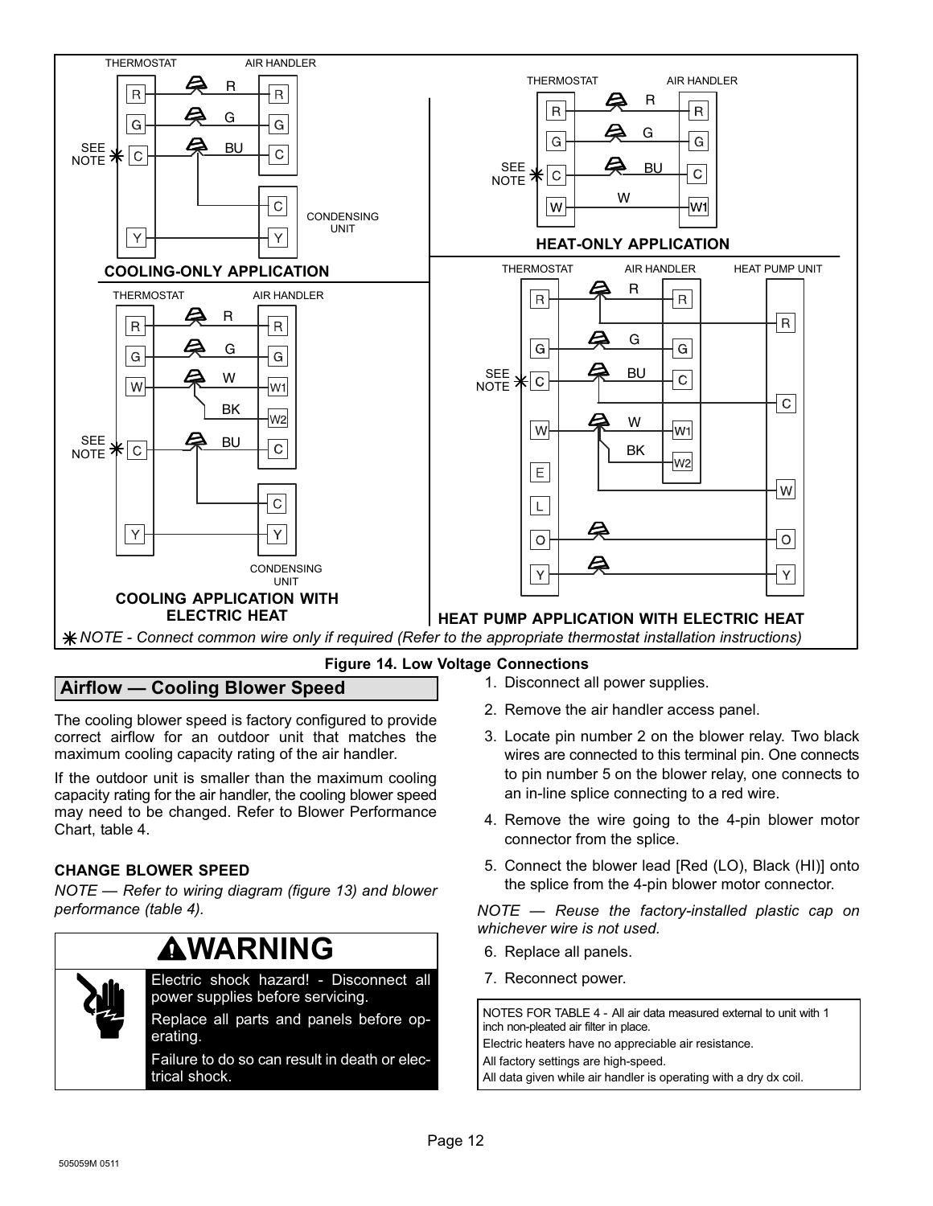THERMOSTAT AIR HANDLER

R G BU

SEE NOTE ✱

CONDENSING UNIT

**COOLING-ONLY APPLICATION**

**HEAT-ONLY APPLICATION**

**COOLING APPLICATION WITH ELECTRIC HEAT**

**HEAT PUMP APPLICATION WITH ELECTRIC HEAT**

✱ *NOTE - Connect common wire only if required (Refer to the appropriate thermostat installation instructions)*

**Figure 14. Low Voltage Connections**

## Airflow — Cooling Blower Speed

The cooling blower speed is factory configured to provide correct airflow for an outdoor unit that matches the maximum cooling capacity rating of the air handler.

If the outdoor unit is smaller than the maximum cooling capacity rating for the air handler, the cooling blower speed may need to be changed. Refer to Blower Performance Chart, table 4.

### CHANGE BLOWER SPEED

*NOTE — Refer to wiring diagram (figure 13) and blower performance (table 4).*

> **⚠WARNING**
>
> Electric shock hazard! - Disconnect all power supplies before servicing.
>
> Replace all parts and panels before operating.
>
> Failure to do so can result in death or electrical shock.

1. Disconnect all power supplies.
2. Remove the air handler access panel.
3. Locate pin number 2 on the blower relay. Two black wires are connected to this terminal pin. One connects to pin number 5 on the blower relay, one connects to an in-line splice connecting to a red wire.
4. Remove the wire going to the 4-pin blower motor connector from the splice.
5. Connect the blower lead [Red (LO), Black (HI)] onto the splice from the 4-pin blower motor connector.

*NOTE — Reuse the factory-installed plastic cap on whichever wire is not used.*

6. Replace all panels.
7. Reconnect power.

NOTES FOR TABLE 4 - All air data measured external to unit with 1 inch non-pleated air filter in place.
Electric heaters have no appreciable air resistance.
All factory settings are high-speed.
All data given while air handler is operating with a dry dx coil.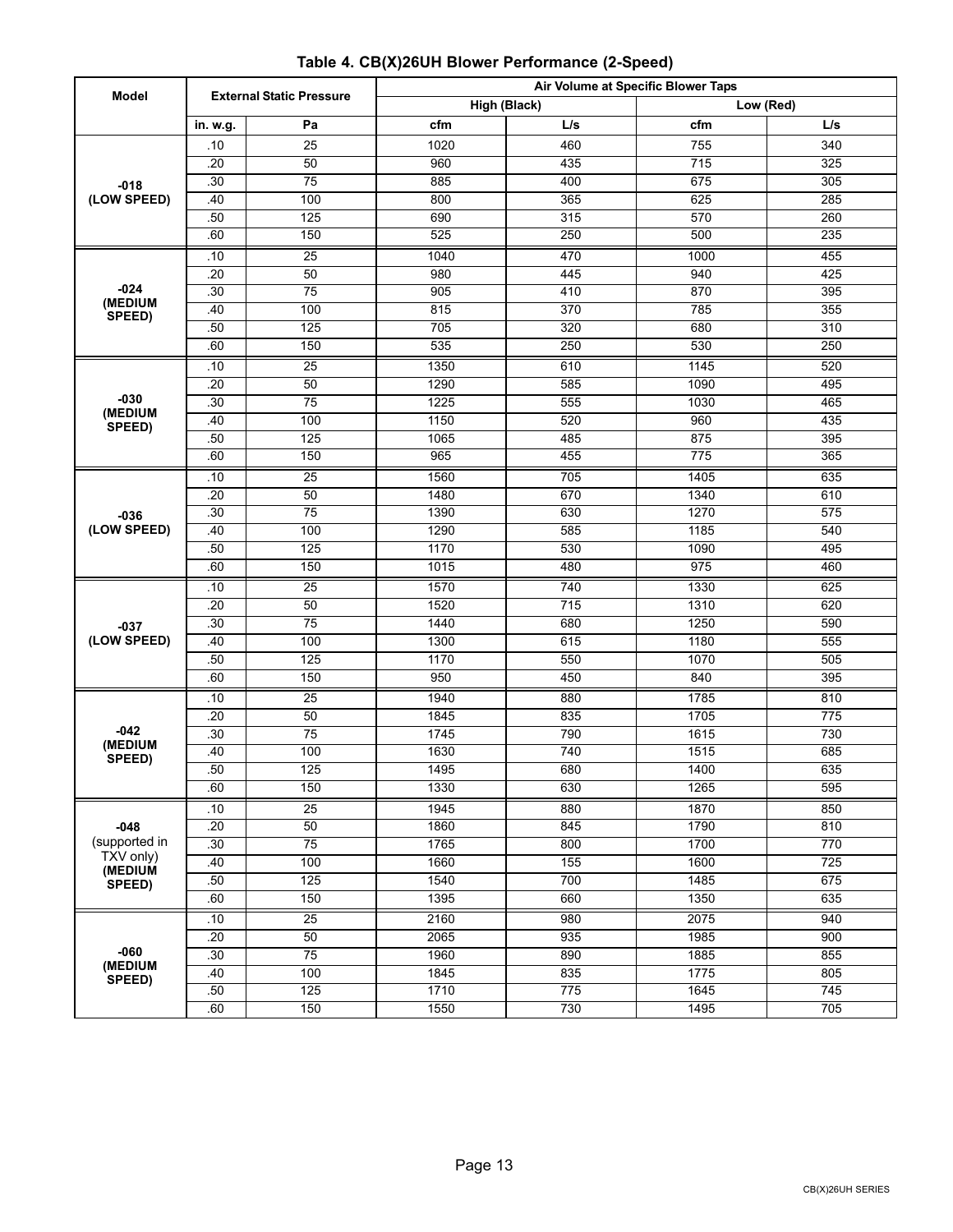**Table 4. CB(X)26UH Blower Performance (2-Speed)**

| Model | External Static Pressure | | Air Volume at Specific Blower Taps | | | |
|---|---|---|---|---|---|---|
| | | | High (Black) | | Low (Red) | |
| | in. w.g. | Pa | cfm | L/s | cfm | L/s |
| -018 (LOW SPEED) | .10 | 25 | 1020 | 460 | 755 | 340 |
| | .20 | 50 | 960 | 435 | 715 | 325 |
| | .30 | 75 | 885 | 400 | 675 | 305 |
| | .40 | 100 | 800 | 365 | 625 | 285 |
| | .50 | 125 | 690 | 315 | 570 | 260 |
| | .60 | 150 | 525 | 250 | 500 | 235 |
| -024 (MEDIUM SPEED) | .10 | 25 | 1040 | 470 | 1000 | 455 |
| | .20 | 50 | 980 | 445 | 940 | 425 |
| | .30 | 75 | 905 | 410 | 870 | 395 |
| | .40 | 100 | 815 | 370 | 785 | 355 |
| | .50 | 125 | 705 | 320 | 680 | 310 |
| | .60 | 150 | 535 | 250 | 530 | 250 |
| -030 (MEDIUM SPEED) | .10 | 25 | 1350 | 610 | 1145 | 520 |
| | .20 | 50 | 1290 | 585 | 1090 | 495 |
| | .30 | 75 | 1225 | 555 | 1030 | 465 |
| | .40 | 100 | 1150 | 520 | 960 | 435 |
| | .50 | 125 | 1065 | 485 | 875 | 395 |
| | .60 | 150 | 965 | 455 | 775 | 365 |
| -036 (LOW SPEED) | .10 | 25 | 1560 | 705 | 1405 | 635 |
| | .20 | 50 | 1480 | 670 | 1340 | 610 |
| | .30 | 75 | 1390 | 630 | 1270 | 575 |
| | .40 | 100 | 1290 | 585 | 1185 | 540 |
| | .50 | 125 | 1170 | 530 | 1090 | 495 |
| | .60 | 150 | 1015 | 480 | 975 | 460 |
| -037 (LOW SPEED) | .10 | 25 | 1570 | 740 | 1330 | 625 |
| | .20 | 50 | 1520 | 715 | 1310 | 620 |
| | .30 | 75 | 1440 | 680 | 1250 | 590 |
| | .40 | 100 | 1300 | 615 | 1180 | 555 |
| | .50 | 125 | 1170 | 550 | 1070 | 505 |
| | .60 | 150 | 950 | 450 | 840 | 395 |
| -042 (MEDIUM SPEED) | .10 | 25 | 1940 | 880 | 1785 | 810 |
| | .20 | 50 | 1845 | 835 | 1705 | 775 |
| | .30 | 75 | 1745 | 790 | 1615 | 730 |
| | .40 | 100 | 1630 | 740 | 1515 | 685 |
| | .50 | 125 | 1495 | 680 | 1400 | 635 |
| | .60 | 150 | 1330 | 630 | 1265 | 595 |
| -048 (supported in TXV only) (MEDIUM SPEED) | .10 | 25 | 1945 | 880 | 1870 | 850 |
| | .20 | 50 | 1860 | 845 | 1790 | 810 |
| | .30 | 75 | 1765 | 800 | 1700 | 770 |
| | .40 | 100 | 1660 | 155 | 1600 | 725 |
| | .50 | 125 | 1540 | 700 | 1485 | 675 |
| | .60 | 150 | 1395 | 660 | 1350 | 635 |
| -060 (MEDIUM SPEED) | .10 | 25 | 2160 | 980 | 2075 | 940 |
| | .20 | 50 | 2065 | 935 | 1985 | 900 |
| | .30 | 75 | 1960 | 890 | 1885 | 855 |
| | .40 | 100 | 1845 | 835 | 1775 | 805 |
| | .50 | 125 | 1710 | 775 | 1645 | 745 |
| | .60 | 150 | 1550 | 730 | 1495 | 705 |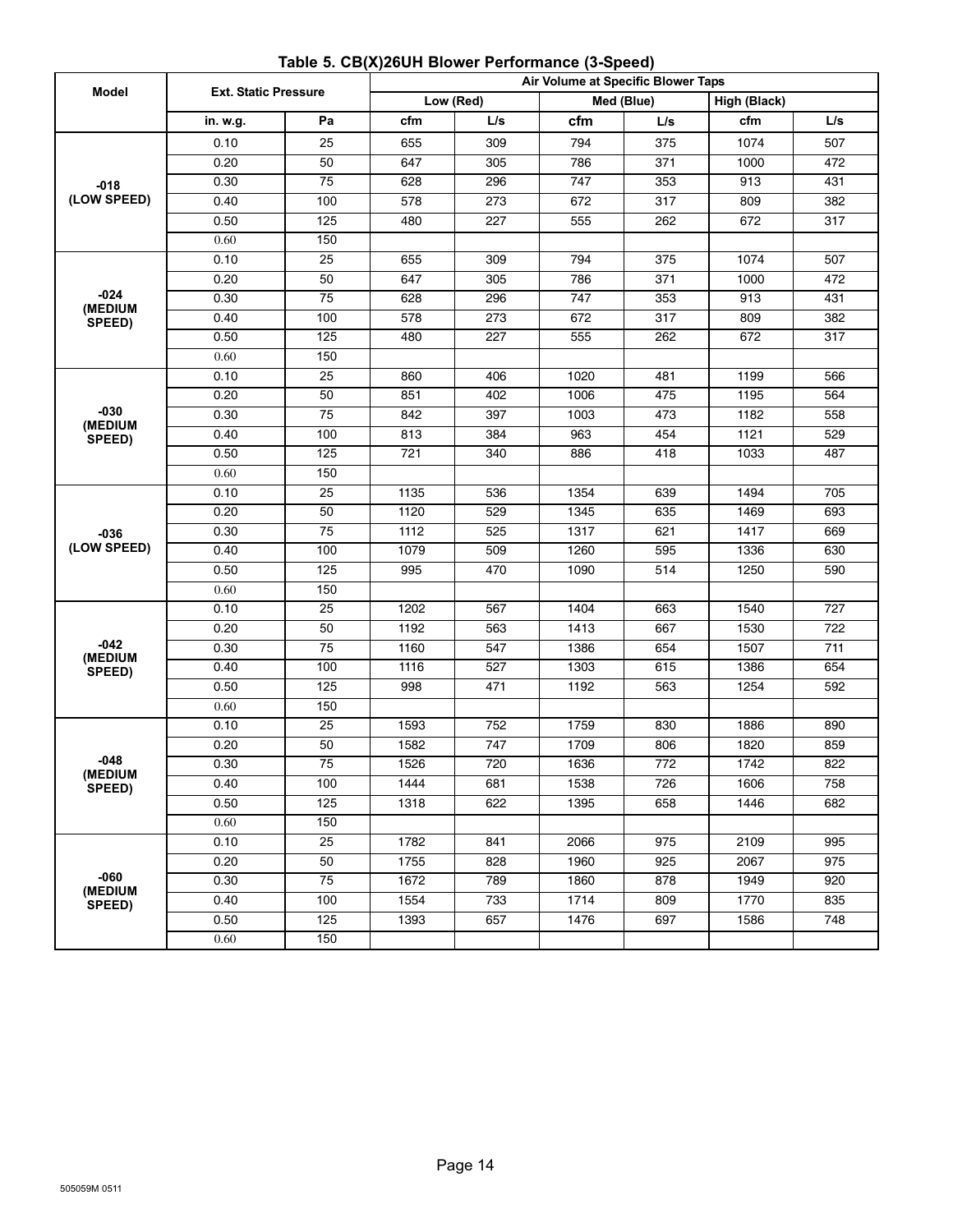**Table 5. CB(X)26UH Blower Performance (3-Speed)**

| Model | Ext. Static Pressure | | Air Volume at Specific Blower Taps | | | | | |
|---|---|---|---|---|---|---|---|---|
| | | | Low (Red) | | Med (Blue) | | High (Black) | |
| | in. w.g. | Pa | cfm | L/s | cfm | L/s | cfm | L/s |
| -018 (LOW SPEED) | 0.10 | 25 | 655 | 309 | 794 | 375 | 1074 | 507 |
| | 0.20 | 50 | 647 | 305 | 786 | 371 | 1000 | 472 |
| | 0.30 | 75 | 628 | 296 | 747 | 353 | 913 | 431 |
| | 0.40 | 100 | 578 | 273 | 672 | 317 | 809 | 382 |
| | 0.50 | 125 | 480 | 227 | 555 | 262 | 672 | 317 |
| | 0.60 | 150 | | | | | | |
| -024 (MEDIUM SPEED) | 0.10 | 25 | 655 | 309 | 794 | 375 | 1074 | 507 |
| | 0.20 | 50 | 647 | 305 | 786 | 371 | 1000 | 472 |
| | 0.30 | 75 | 628 | 296 | 747 | 353 | 913 | 431 |
| | 0.40 | 100 | 578 | 273 | 672 | 317 | 809 | 382 |
| | 0.50 | 125 | 480 | 227 | 555 | 262 | 672 | 317 |
| | 0.60 | 150 | | | | | | |
| -030 (MEDIUM SPEED) | 0.10 | 25 | 860 | 406 | 1020 | 481 | 1199 | 566 |
| | 0.20 | 50 | 851 | 402 | 1006 | 475 | 1195 | 564 |
| | 0.30 | 75 | 842 | 397 | 1003 | 473 | 1182 | 558 |
| | 0.40 | 100 | 813 | 384 | 963 | 454 | 1121 | 529 |
| | 0.50 | 125 | 721 | 340 | 886 | 418 | 1033 | 487 |
| | 0.60 | 150 | | | | | | |
| -036 (LOW SPEED) | 0.10 | 25 | 1135 | 536 | 1354 | 639 | 1494 | 705 |
| | 0.20 | 50 | 1120 | 529 | 1345 | 635 | 1469 | 693 |
| | 0.30 | 75 | 1112 | 525 | 1317 | 621 | 1417 | 669 |
| | 0.40 | 100 | 1079 | 509 | 1260 | 595 | 1336 | 630 |
| | 0.50 | 125 | 995 | 470 | 1090 | 514 | 1250 | 590 |
| | 0.60 | 150 | | | | | | |
| -042 (MEDIUM SPEED) | 0.10 | 25 | 1202 | 567 | 1404 | 663 | 1540 | 727 |
| | 0.20 | 50 | 1192 | 563 | 1413 | 667 | 1530 | 722 |
| | 0.30 | 75 | 1160 | 547 | 1386 | 654 | 1507 | 711 |
| | 0.40 | 100 | 1116 | 527 | 1303 | 615 | 1386 | 654 |
| | 0.50 | 125 | 998 | 471 | 1192 | 563 | 1254 | 592 |
| | 0.60 | 150 | | | | | | |
| -048 (MEDIUM SPEED) | 0.10 | 25 | 1593 | 752 | 1759 | 830 | 1886 | 890 |
| | 0.20 | 50 | 1582 | 747 | 1709 | 806 | 1820 | 859 |
| | 0.30 | 75 | 1526 | 720 | 1636 | 772 | 1742 | 822 |
| | 0.40 | 100 | 1444 | 681 | 1538 | 726 | 1606 | 758 |
| | 0.50 | 125 | 1318 | 622 | 1395 | 658 | 1446 | 682 |
| | 0.60 | 150 | | | | | | |
| -060 (MEDIUM SPEED) | 0.10 | 25 | 1782 | 841 | 2066 | 975 | 2109 | 995 |
| | 0.20 | 50 | 1755 | 828 | 1960 | 925 | 2067 | 975 |
| | 0.30 | 75 | 1672 | 789 | 1860 | 878 | 1949 | 920 |
| | 0.40 | 100 | 1554 | 733 | 1714 | 809 | 1770 | 835 |
| | 0.50 | 125 | 1393 | 657 | 1476 | 697 | 1586 | 748 |
| | 0.60 | 150 | | | | | | |

505059M 0511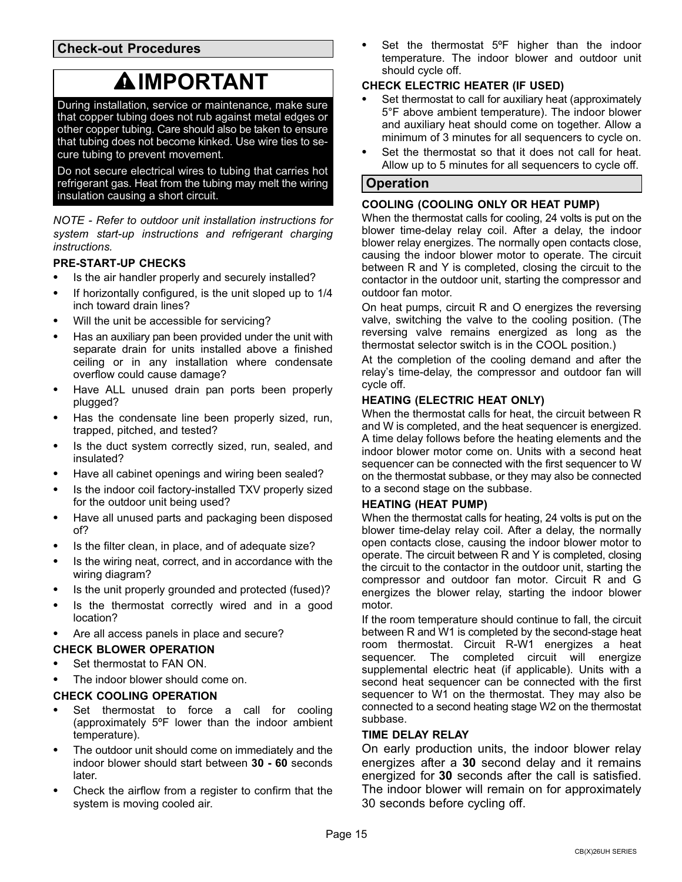## Check-out Procedures

### ⚠ IMPORTANT

During installation, service or maintenance, make sure that copper tubing does not rub against metal edges or other copper tubing. Care should also be taken to ensure that tubing does not become kinked. Use wire ties to secure tubing to prevent movement.

Do not secure electrical wires to tubing that carries hot refrigerant gas. Heat from the tubing may melt the wiring insulation causing a short circuit.

*NOTE - Refer to outdoor unit installation instructions for system start-up instructions and refrigerant charging instructions.*

### PRE-START-UP CHECKS

- Is the air handler properly and securely installed?
- If horizontally configured, is the unit sloped up to 1/4 inch toward drain lines?
- Will the unit be accessible for servicing?
- Has an auxiliary pan been provided under the unit with separate drain for units installed above a finished ceiling or in any installation where condensate overflow could cause damage?
- Have ALL unused drain pan ports been properly plugged?
- Has the condensate line been properly sized, run, trapped, pitched, and tested?
- Is the duct system correctly sized, run, sealed, and insulated?
- Have all cabinet openings and wiring been sealed?
- Is the indoor coil factory-installed TXV properly sized for the outdoor unit being used?
- Have all unused parts and packaging been disposed of?
- Is the filter clean, in place, and of adequate size?
- Is the wiring neat, correct, and in accordance with the wiring diagram?
- Is the unit properly grounded and protected (fused)?
- Is the thermostat correctly wired and in a good location?
- Are all access panels in place and secure?

### CHECK BLOWER OPERATION

- Set thermostat to FAN ON.
- The indoor blower should come on.

### CHECK COOLING OPERATION

- Set thermostat to force a call for cooling (approximately 5ºF lower than the indoor ambient temperature).
- The outdoor unit should come on immediately and the indoor blower should start between **30 - 60** seconds later.
- Check the airflow from a register to confirm that the system is moving cooled air.
- Set the thermostat 5ºF higher than the indoor temperature. The indoor blower and outdoor unit should cycle off.

### CHECK ELECTRIC HEATER (IF USED)

- Set thermostat to call for auxiliary heat (approximately 5°F above ambient temperature). The indoor blower and auxiliary heat should come on together. Allow a minimum of 3 minutes for all sequencers to cycle on.
- Set the thermostat so that it does not call for heat. Allow up to 5 minutes for all sequencers to cycle off.

## Operation

### COOLING (COOLING ONLY OR HEAT PUMP)

When the thermostat calls for cooling, 24 volts is put on the blower time-delay relay coil. After a delay, the indoor blower relay energizes. The normally open contacts close, causing the indoor blower motor to operate. The circuit between R and Y is completed, closing the circuit to the contactor in the outdoor unit, starting the compressor and outdoor fan motor.

On heat pumps, circuit R and O energizes the reversing valve, switching the valve to the cooling position. (The reversing valve remains energized as long as the thermostat selector switch is in the COOL position.)

At the completion of the cooling demand and after the relay's time-delay, the compressor and outdoor fan will cycle off.

### HEATING (ELECTRIC HEAT ONLY)

When the thermostat calls for heat, the circuit between R and W is completed, and the heat sequencer is energized. A time delay follows before the heating elements and the indoor blower motor come on. Units with a second heat sequencer can be connected with the first sequencer to W on the thermostat subbase, or they may also be connected to a second stage on the subbase.

### HEATING (HEAT PUMP)

When the thermostat calls for heating, 24 volts is put on the blower time-delay relay coil. After a delay, the normally open contacts close, causing the indoor blower motor to operate. The circuit between R and Y is completed, closing the circuit to the contactor in the outdoor unit, starting the compressor and outdoor fan motor. Circuit R and G energizes the blower relay, starting the indoor blower motor.

If the room temperature should continue to fall, the circuit between R and W1 is completed by the second-stage heat room thermostat. Circuit R-W1 energizes a heat sequencer. The completed circuit will energize supplemental electric heat (if applicable). Units with a second heat sequencer can be connected with the first sequencer to W1 on the thermostat. They may also be connected to a second heating stage W2 on the thermostat subbase.

### TIME DELAY RELAY

On early production units, the indoor blower relay energizes after a **30** second delay and it remains energized for **30** seconds after the call is satisfied. The indoor blower will remain on for approximately 30 seconds before cycling off.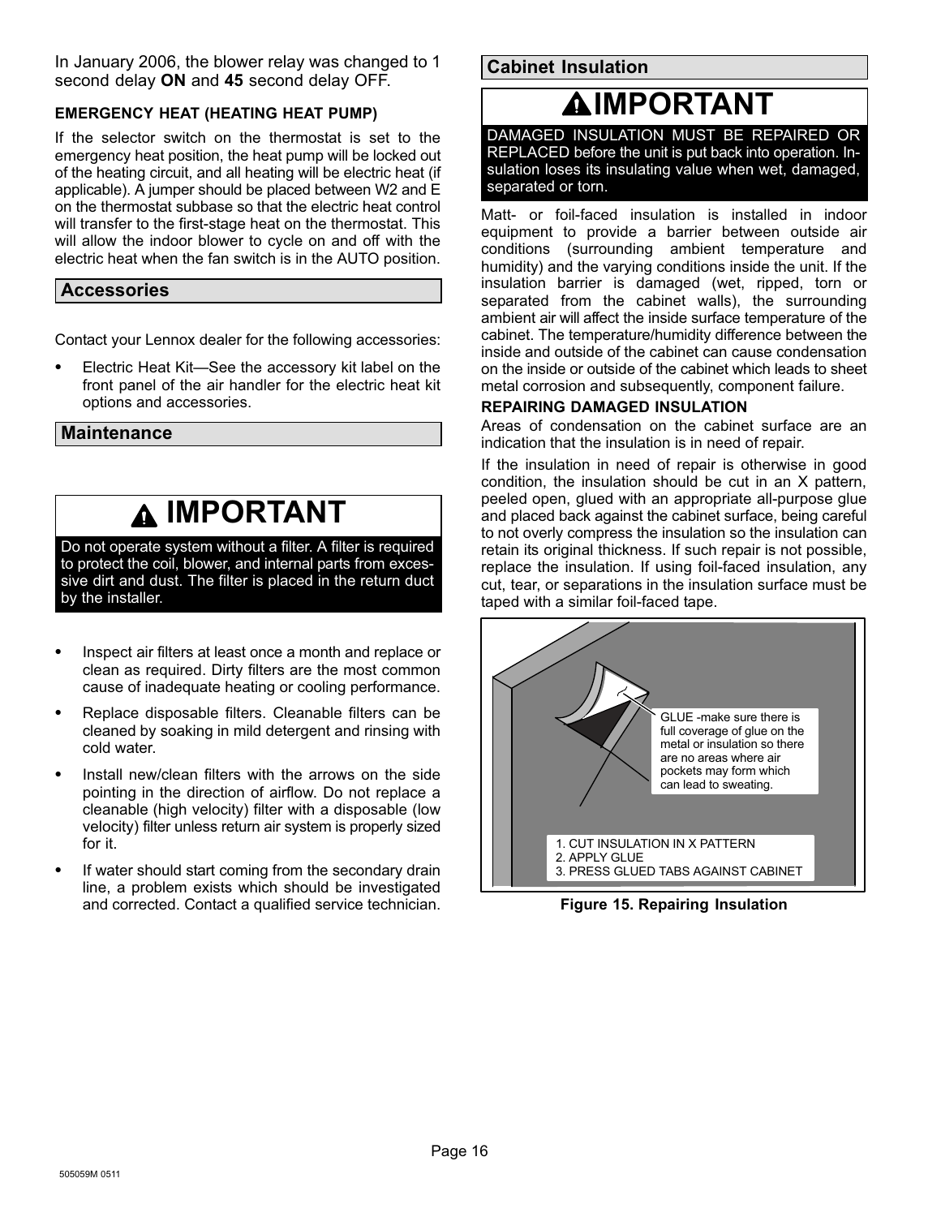In January 2006, the blower relay was changed to 1 second delay **ON** and **45** second delay OFF.

### EMERGENCY HEAT (HEATING HEAT PUMP)

If the selector switch on the thermostat is set to the emergency heat position, the heat pump will be locked out of the heating circuit, and all heating will be electric heat (if applicable). A jumper should be placed between W2 and E on the thermostat subbase so that the electric heat control will transfer to the first-stage heat on the thermostat. This will allow the indoor blower to cycle on and off with the electric heat when the fan switch is in the AUTO position.

## Accessories

Contact your Lennox dealer for the following accessories:

- Electric Heat Kit—See the accessory kit label on the front panel of the air handler for the electric heat kit options and accessories.

## Maintenance

**IMPORTANT**

Do not operate system without a filter. A filter is required to protect the coil, blower, and internal parts from excessive dirt and dust. The filter is placed in the return duct by the installer.

- Inspect air filters at least once a month and replace or clean as required. Dirty filters are the most common cause of inadequate heating or cooling performance.
- Replace disposable filters. Cleanable filters can be cleaned by soaking in mild detergent and rinsing with cold water.
- Install new/clean filters with the arrows on the side pointing in the direction of airflow. Do not replace a cleanable (high velocity) filter with a disposable (low velocity) filter unless return air system is properly sized for it.
- If water should start coming from the secondary drain line, a problem exists which should be investigated and corrected. Contact a qualified service technician.

## Cabinet Insulation

**IMPORTANT**

DAMAGED INSULATION MUST BE REPAIRED OR REPLACED before the unit is put back into operation. Insulation loses its insulating value when wet, damaged, separated or torn.

Matt- or foil-faced insulation is installed in indoor equipment to provide a barrier between outside air conditions (surrounding ambient temperature and humidity) and the varying conditions inside the unit. If the insulation barrier is damaged (wet, ripped, torn or separated from the cabinet walls), the surrounding ambient air will affect the inside surface temperature of the cabinet. The temperature/humidity difference between the inside and outside of the cabinet can cause condensation on the inside or outside of the cabinet which leads to sheet metal corrosion and subsequently, component failure.

### REPAIRING DAMAGED INSULATION

Areas of condensation on the cabinet surface are an indication that the insulation is in need of repair.

If the insulation in need of repair is otherwise in good condition, the insulation should be cut in an X pattern, peeled open, glued with an appropriate all-purpose glue and placed back against the cabinet surface, being careful to not overly compress the insulation so the insulation can retain its original thickness. If such repair is not possible, replace the insulation. If using foil-faced insulation, any cut, tear, or separations in the insulation surface must be taped with a similar foil-faced tape.

GLUE -make sure there is full coverage of glue on the metal or insulation so there are no areas where air pockets may form which can lead to sweating.

1. CUT INSULATION IN X PATTERN
2. APPLY GLUE
3. PRESS GLUED TABS AGAINST CABINET

**Figure 15. Repairing Insulation**

505059M 0511